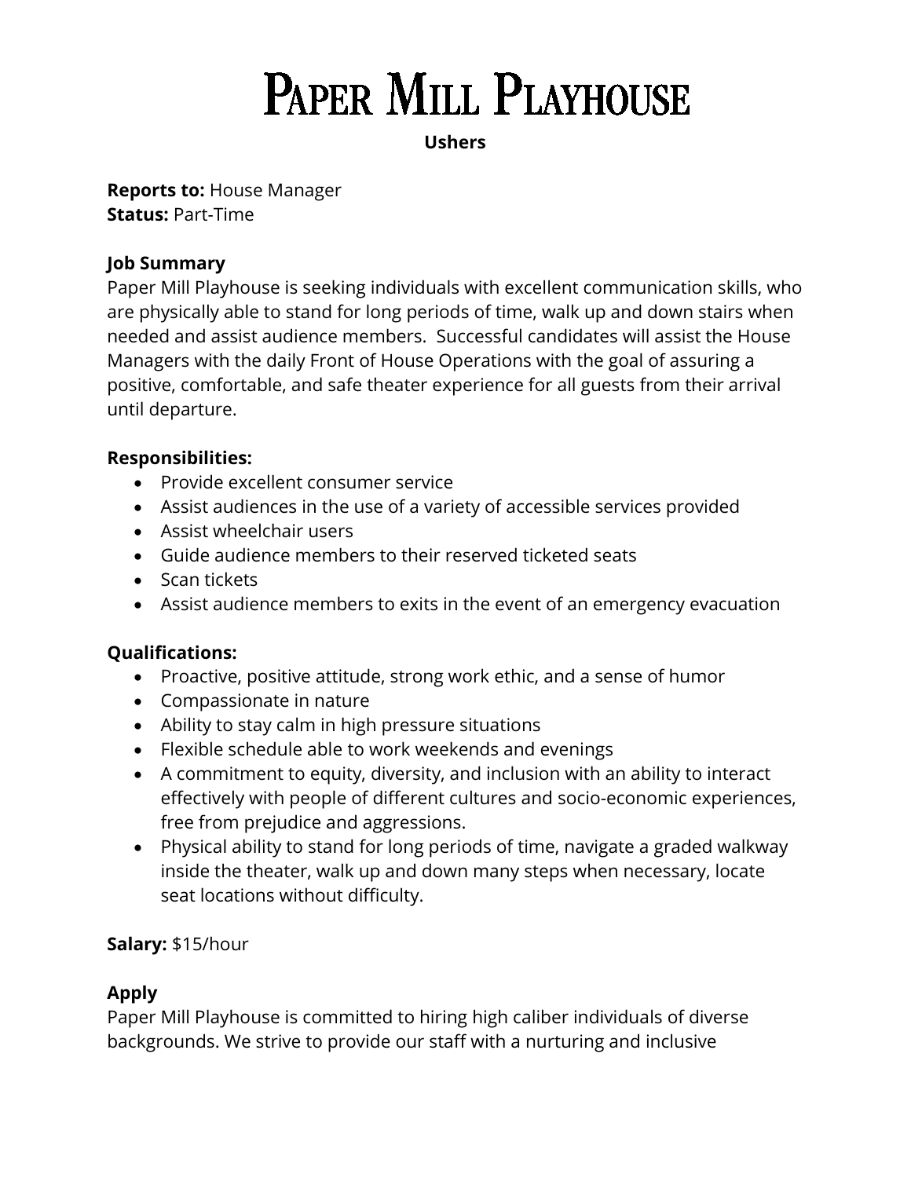# Paper Mill Playhouse

**Ushers**

**Reports to:** House Manager
**Status:** Part-Time

**Job Summary**
Paper Mill Playhouse is seeking individuals with excellent communication skills, who are physically able to stand for long periods of time, walk up and down stairs when needed and assist audience members. Successful candidates will assist the House Managers with the daily Front of House Operations with the goal of assuring a positive, comfortable, and safe theater experience for all guests from their arrival until departure.

**Responsibilities:**

- Provide excellent consumer service
- Assist audiences in the use of a variety of accessible services provided
- Assist wheelchair users
- Guide audience members to their reserved ticketed seats
- Scan tickets
- Assist audience members to exits in the event of an emergency evacuation

**Qualifications:**

- Proactive, positive attitude, strong work ethic, and a sense of humor
- Compassionate in nature
- Ability to stay calm in high pressure situations
- Flexible schedule able to work weekends and evenings
- A commitment to equity, diversity, and inclusion with an ability to interact effectively with people of different cultures and socio-economic experiences, free from prejudice and aggressions.
- Physical ability to stand for long periods of time, navigate a graded walkway inside the theater, walk up and down many steps when necessary, locate seat locations without difficulty.

**Salary:** $15/hour

**Apply**
Paper Mill Playhouse is committed to hiring high caliber individuals of diverse backgrounds. We strive to provide our staff with a nurturing and inclusive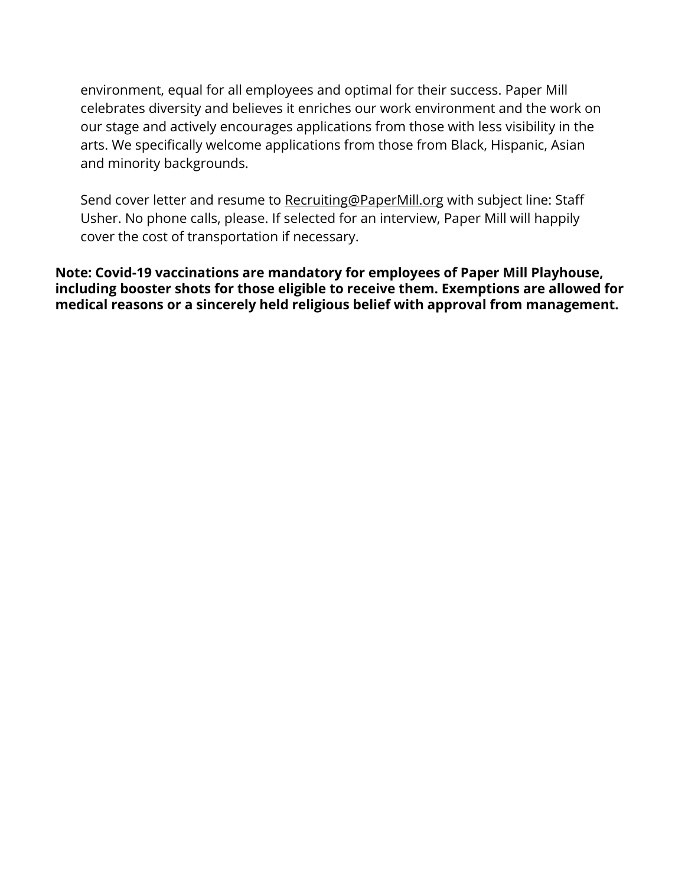environment, equal for all employees and optimal for their success. Paper Mill celebrates diversity and believes it enriches our work environment and the work on our stage and actively encourages applications from those with less visibility in the arts. We specifically welcome applications from those from Black, Hispanic, Asian and minority backgrounds.

Send cover letter and resume to Recruiting@PaperMill.org with subject line: Staff Usher. No phone calls, please. If selected for an interview, Paper Mill will happily cover the cost of transportation if necessary.

**Note: Covid-19 vaccinations are mandatory for employees of Paper Mill Playhouse, including booster shots for those eligible to receive them. Exemptions are allowed for medical reasons or a sincerely held religious belief with approval from management.**